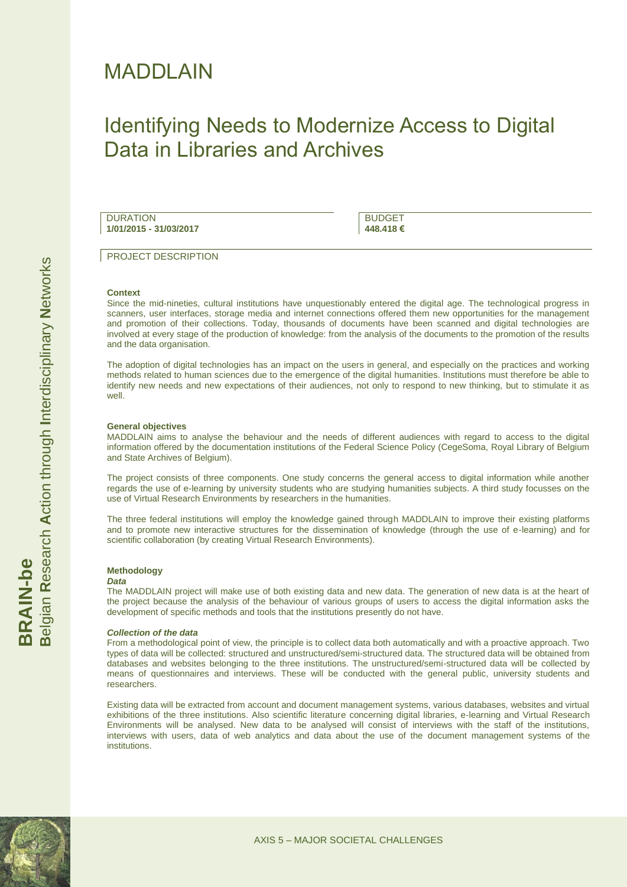# MADDLAIN

## Identifying Needs to Modernize Access to Digital Data in Libraries and Archives

| DURATION | BUDGET |
| --- | --- |
| **1/01/2015 - 31/03/2017** | **448.418 €** |

PROJECT DESCRIPTION

**Context**

Since the mid-nineties, cultural institutions have unquestionably entered the digital age. The technological progress in scanners, user interfaces, storage media and internet connections offered them new opportunities for the management and promotion of their collections. Today, thousands of documents have been scanned and digital technologies are involved at every stage of the production of knowledge: from the analysis of the documents to the promotion of the results and the data organisation.

The adoption of digital technologies has an impact on the users in general, and especially on the practices and working methods related to human sciences due to the emergence of the digital humanities. Institutions must therefore be able to identify new needs and new expectations of their audiences, not only to respond to new thinking, but to stimulate it as well.

**General objectives**

MADDLAIN aims to analyse the behaviour and the needs of different audiences with regard to access to the digital information offered by the documentation institutions of the Federal Science Policy (CegeSoma, Royal Library of Belgium and State Archives of Belgium).

The project consists of three components. One study concerns the general access to digital information while another regards the use of e-learning by university students who are studying humanities subjects. A third study focusses on the use of Virtual Research Environments by researchers in the humanities.

The three federal institutions will employ the knowledge gained through MADDLAIN to improve their existing platforms and to promote new interactive structures for the dissemination of knowledge (through the use of e-learning) and for scientific collaboration (by creating Virtual Research Environments).

**Methodology**

***Data***

The MADDLAIN project will make use of both existing data and new data. The generation of new data is at the heart of the project because the analysis of the behaviour of various groups of users to access the digital information asks the development of specific methods and tools that the institutions presently do not have.

***Collection of the data***

From a methodological point of view, the principle is to collect data both automatically and with a proactive approach. Two types of data will be collected: structured and unstructured/semi-structured data. The structured data will be obtained from databases and websites belonging to the three institutions. The unstructured/semi-structured data will be collected by means of questionnaires and interviews. These will be conducted with the general public, university students and researchers.

Existing data will be extracted from account and document management systems, various databases, websites and virtual exhibitions of the three institutions. Also scientific literature concerning digital libraries, e-learning and Virtual Research Environments will be analysed. New data to be analysed will consist of interviews with the staff of the institutions, interviews with users, data of web analytics and data about the use of the document management systems of the institutions.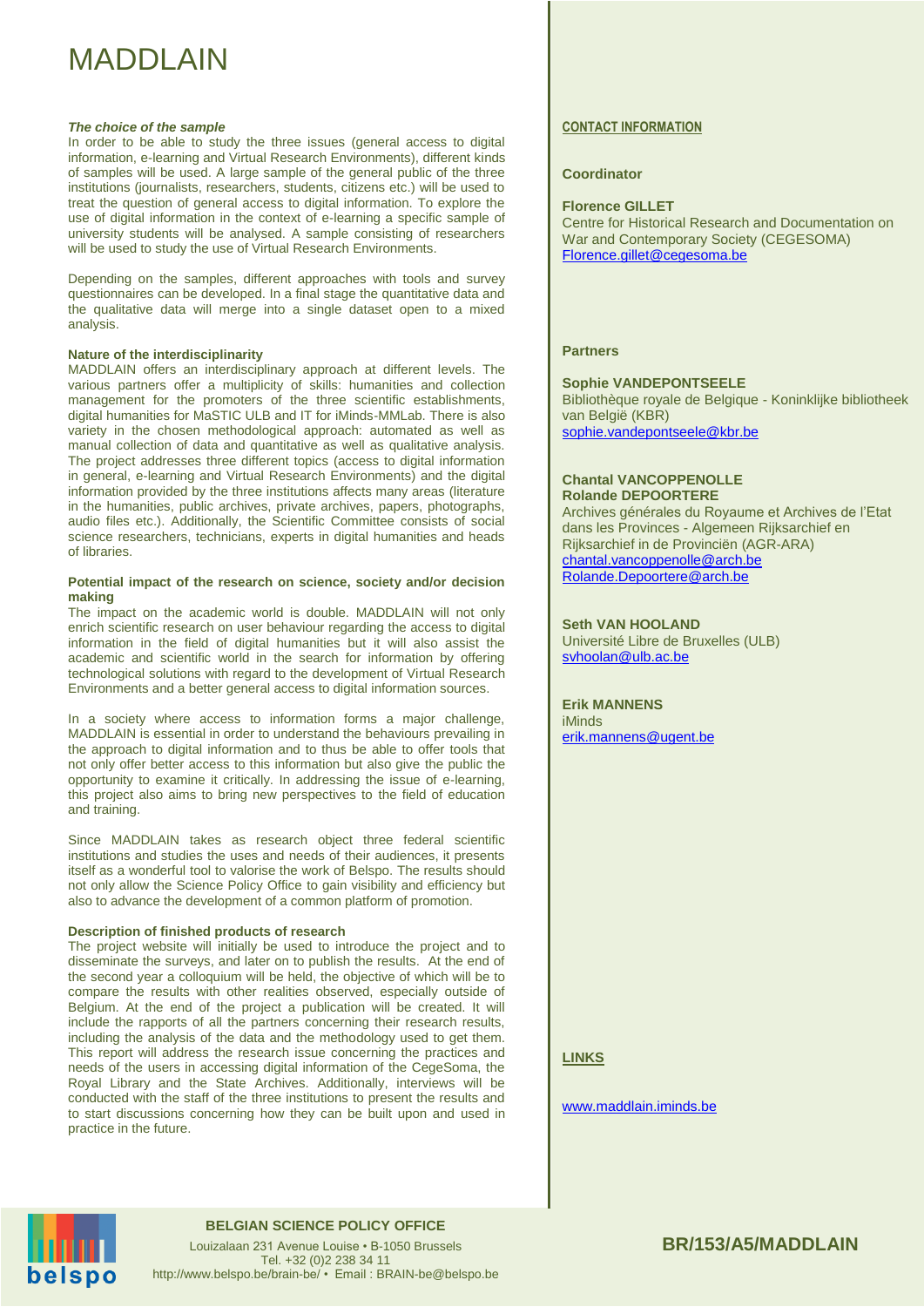# MADDLAIN

***The choice of the sample***

In order to be able to study the three issues (general access to digital information, e-learning and Virtual Research Environments), different kinds of samples will be used. A large sample of the general public of the three institutions (journalists, researchers, students, citizens etc.) will be used to treat the question of general access to digital information. To explore the use of digital information in the context of e-learning a specific sample of university students will be analysed. A sample consisting of researchers will be used to study the use of Virtual Research Environments.

Depending on the samples, different approaches with tools and survey questionnaires can be developed. In a final stage the quantitative data and the qualitative data will merge into a single dataset open to a mixed analysis.

**Nature of the interdisciplinarity**

MADDLAIN offers an interdisciplinary approach at different levels. The various partners offer a multiplicity of skills: humanities and collection management for the promoters of the three scientific establishments, digital humanities for MaSTIC ULB and IT for iMinds-MMLab. There is also variety in the chosen methodological approach: automated as well as manual collection of data and quantitative as well as qualitative analysis. The project addresses three different topics (access to digital information in general, e-learning and Virtual Research Environments) and the digital information provided by the three institutions affects many areas (literature in the humanities, public archives, private archives, papers, photographs, audio files etc.). Additionally, the Scientific Committee consists of social science researchers, technicians, experts in digital humanities and heads of libraries.

**Potential impact of the research on science, society and/or decision making**

The impact on the academic world is double. MADDLAIN will not only enrich scientific research on user behaviour regarding the access to digital information in the field of digital humanities but it will also assist the academic and scientific world in the search for information by offering technological solutions with regard to the development of Virtual Research Environments and a better general access to digital information sources.

In a society where access to information forms a major challenge, MADDLAIN is essential in order to understand the behaviours prevailing in the approach to digital information and to thus be able to offer tools that not only offer better access to this information but also give the public the opportunity to examine it critically. In addressing the issue of e-learning, this project also aims to bring new perspectives to the field of education and training.

Since MADDLAIN takes as research object three federal scientific institutions and studies the uses and needs of their audiences, it presents itself as a wonderful tool to valorise the work of Belspo. The results should not only allow the Science Policy Office to gain visibility and efficiency but also to advance the development of a common platform of promotion.

**Description of finished products of research**

The project website will initially be used to introduce the project and to disseminate the surveys, and later on to publish the results. At the end of the second year a colloquium will be held, the objective of which will be to compare the results with other realities observed, especially outside of Belgium. At the end of the project a publication will be created. It will include the rapports of all the partners concerning their research results, including the analysis of the data and the methodology used to get them. This report will address the research issue concerning the practices and needs of the users in accessing digital information of the CegeSoma, the Royal Library and the State Archives. Additionally, interviews will be conducted with the staff of the three institutions to present the results and to start discussions concerning how they can be built upon and used in practice in the future.

**CONTACT INFORMATION**

**Coordinator**

**Florence GILLET**
Centre for Historical Research and Documentation on War and Contemporary Society (CEGESOMA)
Florence.gillet@cegesoma.be

**Partners**

**Sophie VANDEPONTSEELE**
Bibliothèque royale de Belgique - Koninklijke bibliotheek van België (KBR)
sophie.vandepontseele@kbr.be

**Chantal VANCOPPENOLLE**
**Rolande DEPOORTERE**
Archives générales du Royaume et Archives de l'Etat dans les Provinces - Algemeen Rijksarchief en Rijksarchief in de Provinciën (AGR-ARA)
chantal.vancoppenolle@arch.be
Rolande.Depoortere@arch.be

**Seth VAN HOOLAND**
Université Libre de Bruxelles (ULB)
svhoolan@ulb.ac.be

**Erik MANNENS**
iMinds
erik.mannens@ugent.be

**LINKS**

www.maddlain.iminds.be

**BELGIAN SCIENCE POLICY OFFICE**
Louizalaan 231 Avenue Louise • B-1050 Brussels
Tel. +32 (0)2 238 34 11
http://www.belspo.be/brain-be/ • Email : BRAIN-be@belspo.be

**BR/153/A5/MADDLAIN**